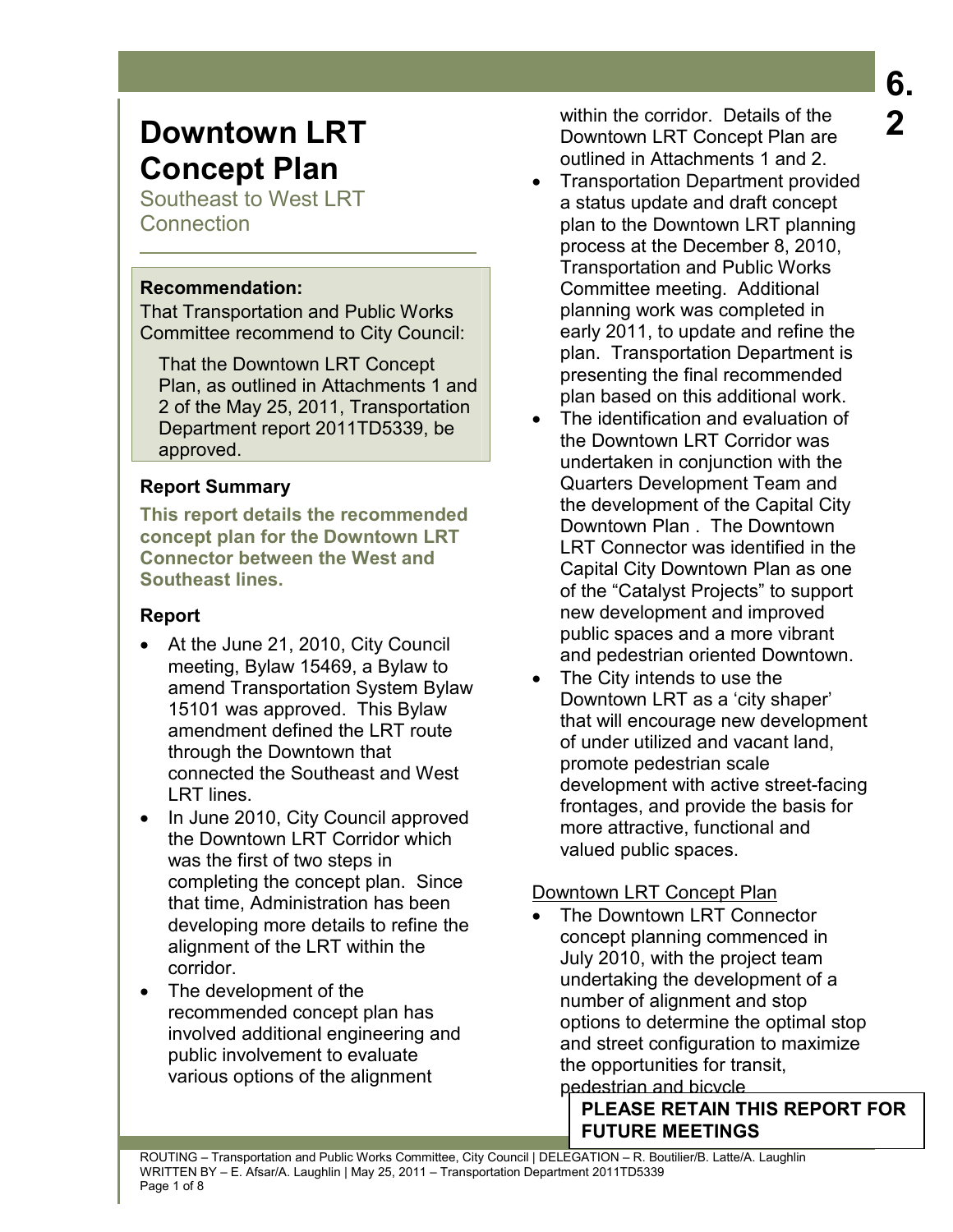# Downtown LRT Concept Plan

Southeast to West LRT Connection

**6.2**

**Recommendation:**

That Transportation and Public Works Committee recommend to City Council:

That the Downtown LRT Concept Plan, as outlined in Attachments 1 and 2 of the May 25, 2011, Transportation Department report 2011TD5339, be approved.

## Report Summary

**This report details the recommended concept plan for the Downtown LRT Connector between the West and Southeast lines.**

## Report

- At the June 21, 2010, City Council meeting, Bylaw 15469, a Bylaw to amend Transportation System Bylaw 15101 was approved. This Bylaw amendment defined the LRT route through the Downtown that connected the Southeast and West LRT lines.
- In June 2010, City Council approved the Downtown LRT Corridor which was the first of two steps in completing the concept plan. Since that time, Administration has been developing more details to refine the alignment of the LRT within the corridor.
- The development of the recommended concept plan has involved additional engineering and public involvement to evaluate various options of the alignment within the corridor. Details of the Downtown LRT Concept Plan are outlined in Attachments 1 and 2.
- Transportation Department provided a status update and draft concept plan to the Downtown LRT planning process at the December 8, 2010, Transportation and Public Works Committee meeting. Additional planning work was completed in early 2011, to update and refine the plan. Transportation Department is presenting the final recommended plan based on this additional work.
- The identification and evaluation of the Downtown LRT Corridor was undertaken in conjunction with the Quarters Development Team and the development of the Capital City Downtown Plan . The Downtown LRT Connector was identified in the Capital City Downtown Plan as one of the "Catalyst Projects" to support new development and improved public spaces and a more vibrant and pedestrian oriented Downtown.
- The City intends to use the Downtown LRT as a 'city shaper' that will encourage new development of under utilized and vacant land, promote pedestrian scale development with active street-facing frontages, and provide the basis for more attractive, functional and valued public spaces.

Downtown LRT Concept Plan

- The Downtown LRT Connector concept planning commenced in July 2010, with the project team undertaking the development of a number of alignment and stop options to determine the optimal stop and street configuration to maximize the opportunities for transit, pedestrian and bicycle

**PLEASE RETAIN THIS REPORT FOR FUTURE MEETINGS**

ROUTING – Transportation and Public Works Committee, City Council | DELEGATION – R. Boutilier/B. Latte/A. Laughlin
WRITTEN BY – E. Afsar/A. Laughlin | May 25, 2011 – Transportation Department 2011TD5339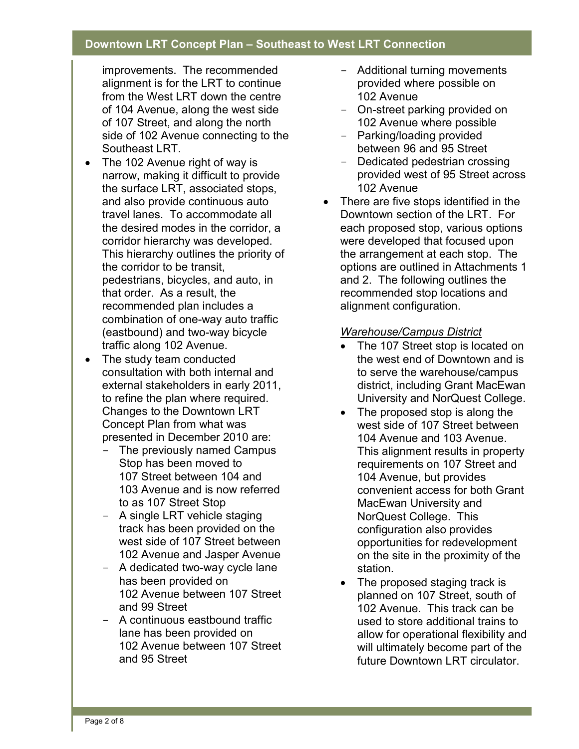improvements. The recommended alignment is for the LRT to continue from the West LRT down the centre of 104 Avenue, along the west side of 107 Street, and along the north side of 102 Avenue connecting to the Southeast LRT.

- The 102 Avenue right of way is narrow, making it difficult to provide the surface LRT, associated stops, and also provide continuous auto travel lanes. To accommodate all the desired modes in the corridor, a corridor hierarchy was developed. This hierarchy outlines the priority of the corridor to be transit, pedestrians, bicycles, and auto, in that order. As a result, the recommended plan includes a combination of one-way auto traffic (eastbound) and two-way bicycle traffic along 102 Avenue.
- The study team conducted consultation with both internal and external stakeholders in early 2011, to refine the plan where required. Changes to the Downtown LRT Concept Plan from what was presented in December 2010 are:
  - The previously named Campus Stop has been moved to 107 Street between 104 and 103 Avenue and is now referred to as 107 Street Stop
  - A single LRT vehicle staging track has been provided on the west side of 107 Street between 102 Avenue and Jasper Avenue
  - A dedicated two-way cycle lane has been provided on 102 Avenue between 107 Street and 99 Street
  - A continuous eastbound traffic lane has been provided on 102 Avenue between 107 Street and 95 Street
  - Additional turning movements provided where possible on 102 Avenue
  - On-street parking provided on 102 Avenue where possible
  - Parking/loading provided between 96 and 95 Street
  - Dedicated pedestrian crossing provided west of 95 Street across 102 Avenue
- There are five stops identified in the Downtown section of the LRT. For each proposed stop, various options were developed that focused upon the arrangement at each stop. The options are outlined in Attachments 1 and 2. The following outlines the recommended stop locations and alignment configuration.

*Warehouse/Campus District*

- The 107 Street stop is located on the west end of Downtown and is to serve the warehouse/campus district, including Grant MacEwan University and NorQuest College.
- The proposed stop is along the west side of 107 Street between 104 Avenue and 103 Avenue. This alignment results in property requirements on 107 Street and 104 Avenue, but provides convenient access for both Grant MacEwan University and NorQuest College. This configuration also provides opportunities for redevelopment on the site in the proximity of the station.
- The proposed staging track is planned on 107 Street, south of 102 Avenue. This track can be used to store additional trains to allow for operational flexibility and will ultimately become part of the future Downtown LRT circulator.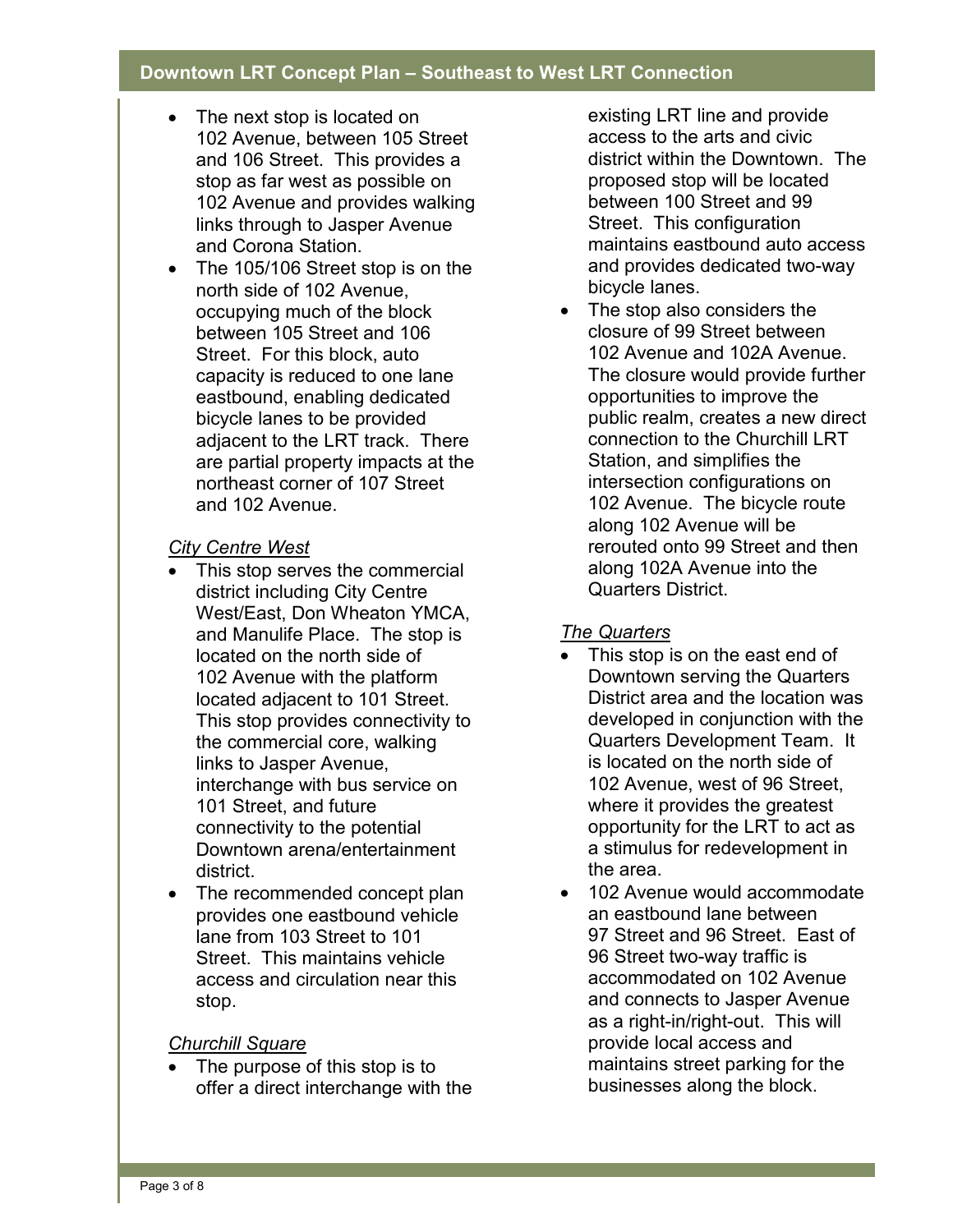- The next stop is located on 102 Avenue, between 105 Street and 106 Street. This provides a stop as far west as possible on 102 Avenue and provides walking links through to Jasper Avenue and Corona Station.
- The 105/106 Street stop is on the north side of 102 Avenue, occupying much of the block between 105 Street and 106 Street. For this block, auto capacity is reduced to one lane eastbound, enabling dedicated bicycle lanes to be provided adjacent to the LRT track. There are partial property impacts at the northeast corner of 107 Street and 102 Avenue.

*City Centre West*

- This stop serves the commercial district including City Centre West/East, Don Wheaton YMCA, and Manulife Place. The stop is located on the north side of 102 Avenue with the platform located adjacent to 101 Street. This stop provides connectivity to the commercial core, walking links to Jasper Avenue, interchange with bus service on 101 Street, and future connectivity to the potential Downtown arena/entertainment district.
- The recommended concept plan provides one eastbound vehicle lane from 103 Street to 101 Street. This maintains vehicle access and circulation near this stop.

*Churchill Square*

- The purpose of this stop is to offer a direct interchange with the existing LRT line and provide access to the arts and civic district within the Downtown. The proposed stop will be located between 100 Street and 99 Street. This configuration maintains eastbound auto access and provides dedicated two-way bicycle lanes.
- The stop also considers the closure of 99 Street between 102 Avenue and 102A Avenue. The closure would provide further opportunities to improve the public realm, creates a new direct connection to the Churchill LRT Station, and simplifies the intersection configurations on 102 Avenue. The bicycle route along 102 Avenue will be rerouted onto 99 Street and then along 102A Avenue into the Quarters District.

*The Quarters*

- This stop is on the east end of Downtown serving the Quarters District area and the location was developed in conjunction with the Quarters Development Team. It is located on the north side of 102 Avenue, west of 96 Street, where it provides the greatest opportunity for the LRT to act as a stimulus for redevelopment in the area.
- 102 Avenue would accommodate an eastbound lane between 97 Street and 96 Street. East of 96 Street two-way traffic is accommodated on 102 Avenue and connects to Jasper Avenue as a right-in/right-out. This will provide local access and maintains street parking for the businesses along the block.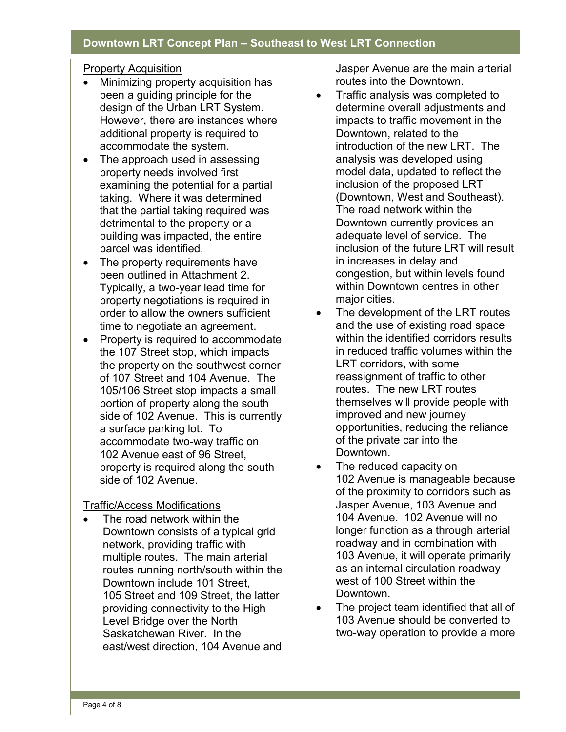## Property Acquisition

- Minimizing property acquisition has been a guiding principle for the design of the Urban LRT System. However, there are instances where additional property is required to accommodate the system.
- The approach used in assessing property needs involved first examining the potential for a partial taking. Where it was determined that the partial taking required was detrimental to the property or a building was impacted, the entire parcel was identified.
- The property requirements have been outlined in Attachment 2. Typically, a two-year lead time for property negotiations is required in order to allow the owners sufficient time to negotiate an agreement.
- Property is required to accommodate the 107 Street stop, which impacts the property on the southwest corner of 107 Street and 104 Avenue. The 105/106 Street stop impacts a small portion of property along the south side of 102 Avenue. This is currently a surface parking lot. To accommodate two-way traffic on 102 Avenue east of 96 Street, property is required along the south side of 102 Avenue.

## Traffic/Access Modifications

- The road network within the Downtown consists of a typical grid network, providing traffic with multiple routes. The main arterial routes running north/south within the Downtown include 101 Street, 105 Street and 109 Street, the latter providing connectivity to the High Level Bridge over the North Saskatchewan River. In the east/west direction, 104 Avenue and Jasper Avenue are the main arterial routes into the Downtown.
- Traffic analysis was completed to determine overall adjustments and impacts to traffic movement in the Downtown, related to the introduction of the new LRT. The analysis was developed using model data, updated to reflect the inclusion of the proposed LRT (Downtown, West and Southeast). The road network within the Downtown currently provides an adequate level of service. The inclusion of the future LRT will result in increases in delay and congestion, but within levels found within Downtown centres in other major cities.
- The development of the LRT routes and the use of existing road space within the identified corridors results in reduced traffic volumes within the LRT corridors, with some reassignment of traffic to other routes. The new LRT routes themselves will provide people with improved and new journey opportunities, reducing the reliance of the private car into the Downtown.
- The reduced capacity on 102 Avenue is manageable because of the proximity to corridors such as Jasper Avenue, 103 Avenue and 104 Avenue. 102 Avenue will no longer function as a through arterial roadway and in combination with 103 Avenue, it will operate primarily as an internal circulation roadway west of 100 Street within the Downtown.
- The project team identified that all of 103 Avenue should be converted to two-way operation to provide a more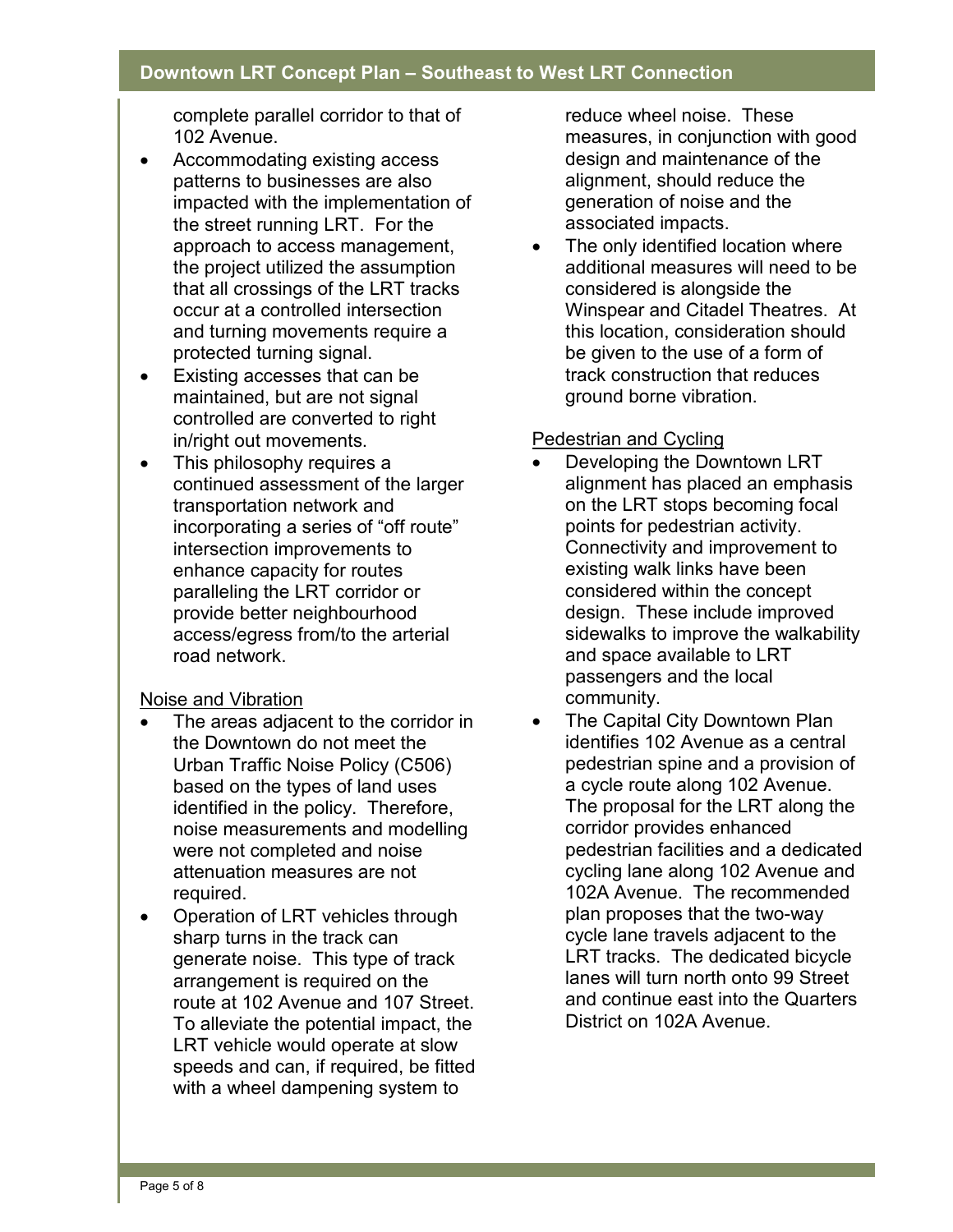complete parallel corridor to that of 102 Avenue.

- Accommodating existing access patterns to businesses are also impacted with the implementation of the street running LRT. For the approach to access management, the project utilized the assumption that all crossings of the LRT tracks occur at a controlled intersection and turning movements require a protected turning signal.
- Existing accesses that can be maintained, but are not signal controlled are converted to right in/right out movements.
- This philosophy requires a continued assessment of the larger transportation network and incorporating a series of "off route" intersection improvements to enhance capacity for routes paralleling the LRT corridor or provide better neighbourhood access/egress from/to the arterial road network.

Noise and Vibration

- The areas adjacent to the corridor in the Downtown do not meet the Urban Traffic Noise Policy (C506) based on the types of land uses identified in the policy. Therefore, noise measurements and modelling were not completed and noise attenuation measures are not required.
- Operation of LRT vehicles through sharp turns in the track can generate noise. This type of track arrangement is required on the route at 102 Avenue and 107 Street. To alleviate the potential impact, the LRT vehicle would operate at slow speeds and can, if required, be fitted with a wheel dampening system to reduce wheel noise. These measures, in conjunction with good design and maintenance of the alignment, should reduce the generation of noise and the associated impacts.
- The only identified location where additional measures will need to be considered is alongside the Winspear and Citadel Theatres. At this location, consideration should be given to the use of a form of track construction that reduces ground borne vibration.

Pedestrian and Cycling

- Developing the Downtown LRT alignment has placed an emphasis on the LRT stops becoming focal points for pedestrian activity. Connectivity and improvement to existing walk links have been considered within the concept design. These include improved sidewalks to improve the walkability and space available to LRT passengers and the local community.
- The Capital City Downtown Plan identifies 102 Avenue as a central pedestrian spine and a provision of a cycle route along 102 Avenue. The proposal for the LRT along the corridor provides enhanced pedestrian facilities and a dedicated cycling lane along 102 Avenue and 102A Avenue. The recommended plan proposes that the two-way cycle lane travels adjacent to the LRT tracks. The dedicated bicycle lanes will turn north onto 99 Street and continue east into the Quarters District on 102A Avenue.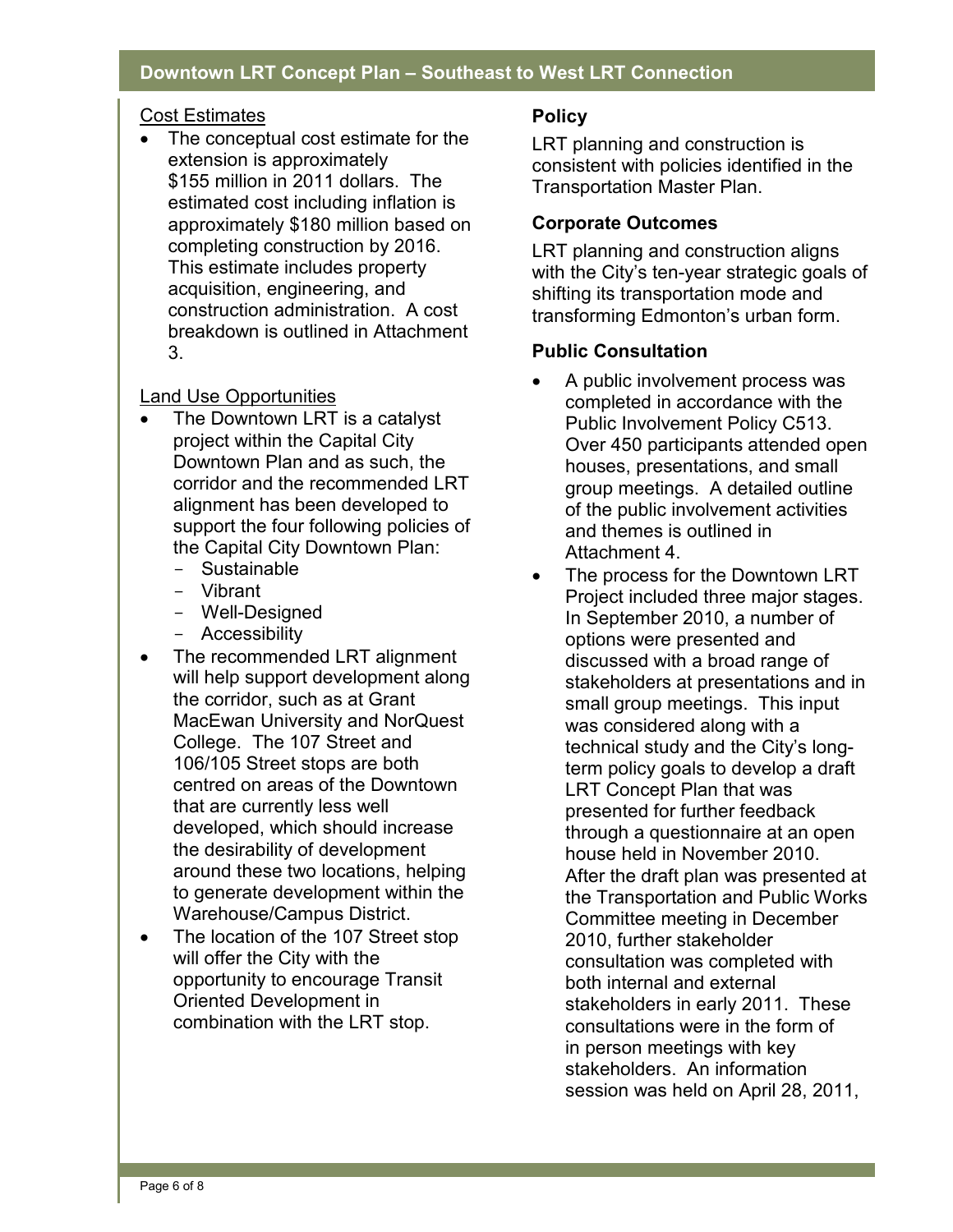### Cost Estimates

- The conceptual cost estimate for the extension is approximately $155 million in 2011 dollars. The estimated cost including inflation is approximately $180 million based on completing construction by 2016. This estimate includes property acquisition, engineering, and construction administration. A cost breakdown is outlined in Attachment 3.

### Land Use Opportunities

- The Downtown LRT is a catalyst project within the Capital City Downtown Plan and as such, the corridor and the recommended LRT alignment has been developed to support the four following policies of the Capital City Downtown Plan:
  - Sustainable
  - Vibrant
  - Well-Designed
  - Accessibility
- The recommended LRT alignment will help support development along the corridor, such as at Grant MacEwan University and NorQuest College. The 107 Street and 106/105 Street stops are both centred on areas of the Downtown that are currently less well developed, which should increase the desirability of development around these two locations, helping to generate development within the Warehouse/Campus District.
- The location of the 107 Street stop will offer the City with the opportunity to encourage Transit Oriented Development in combination with the LRT stop.

## Policy

LRT planning and construction is consistent with policies identified in the Transportation Master Plan.

## Corporate Outcomes

LRT planning and construction aligns with the City's ten-year strategic goals of shifting its transportation mode and transforming Edmonton's urban form.

## Public Consultation

- A public involvement process was completed in accordance with the Public Involvement Policy C513. Over 450 participants attended open houses, presentations, and small group meetings. A detailed outline of the public involvement activities and themes is outlined in Attachment 4.
- The process for the Downtown LRT Project included three major stages. In September 2010, a number of options were presented and discussed with a broad range of stakeholders at presentations and in small group meetings. This input was considered along with a technical study and the City's long-term policy goals to develop a draft LRT Concept Plan that was presented for further feedback through a questionnaire at an open house held in November 2010. After the draft plan was presented at the Transportation and Public Works Committee meeting in December 2010, further stakeholder consultation was completed with both internal and external stakeholders in early 2011. These consultations were in the form of in person meetings with key stakeholders. An information session was held on April 28, 2011,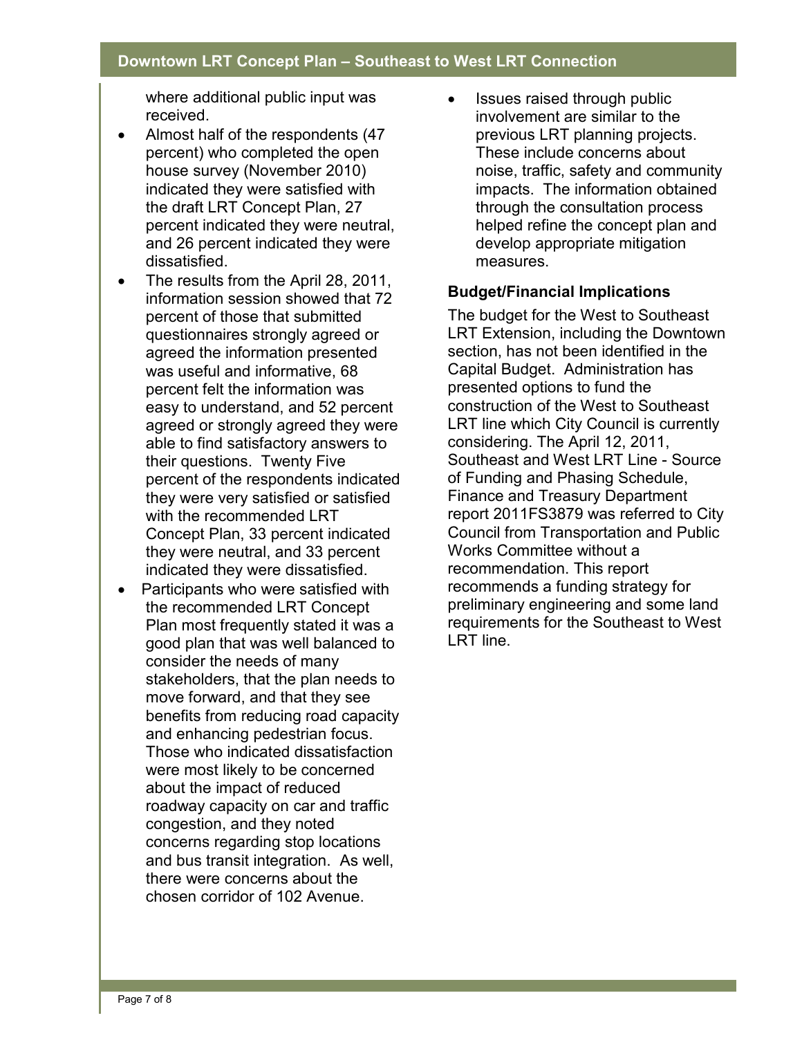where additional public input was received.

- Almost half of the respondents (47 percent) who completed the open house survey (November 2010) indicated they were satisfied with the draft LRT Concept Plan, 27 percent indicated they were neutral, and 26 percent indicated they were dissatisfied.
- The results from the April 28, 2011, information session showed that 72 percent of those that submitted questionnaires strongly agreed or agreed the information presented was useful and informative, 68 percent felt the information was easy to understand, and 52 percent agreed or strongly agreed they were able to find satisfactory answers to their questions. Twenty Five percent of the respondents indicated they were very satisfied or satisfied with the recommended LRT Concept Plan, 33 percent indicated they were neutral, and 33 percent indicated they were dissatisfied.
- Participants who were satisfied with the recommended LRT Concept Plan most frequently stated it was a good plan that was well balanced to consider the needs of many stakeholders, that the plan needs to move forward, and that they see benefits from reducing road capacity and enhancing pedestrian focus. Those who indicated dissatisfaction were most likely to be concerned about the impact of reduced roadway capacity on car and traffic congestion, and they noted concerns regarding stop locations and bus transit integration. As well, there were concerns about the chosen corridor of 102 Avenue.
- Issues raised through public involvement are similar to the previous LRT planning projects. These include concerns about noise, traffic, safety and community impacts. The information obtained through the consultation process helped refine the concept plan and develop appropriate mitigation measures.

## Budget/Financial Implications

The budget for the West to Southeast LRT Extension, including the Downtown section, has not been identified in the Capital Budget. Administration has presented options to fund the construction of the West to Southeast LRT line which City Council is currently considering. The April 12, 2011, Southeast and West LRT Line - Source of Funding and Phasing Schedule, Finance and Treasury Department report 2011FS3879 was referred to City Council from Transportation and Public Works Committee without a recommendation. This report recommends a funding strategy for preliminary engineering and some land requirements for the Southeast to West LRT line.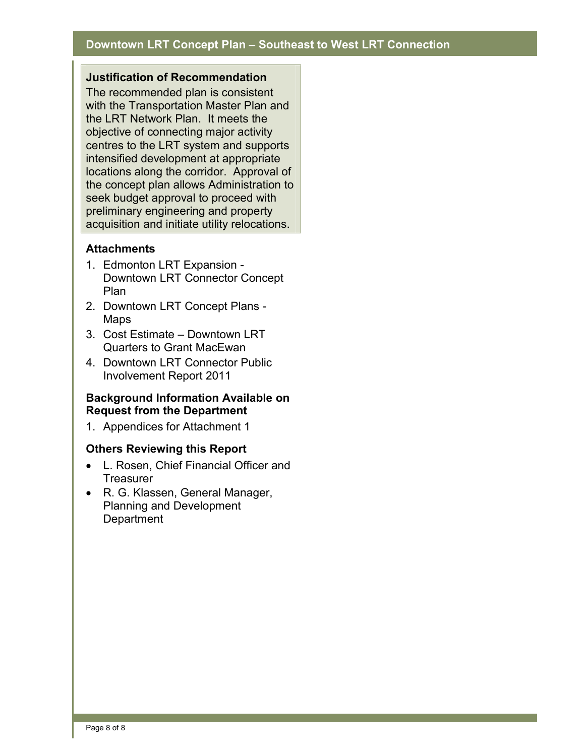## Justification of Recommendation

The recommended plan is consistent with the Transportation Master Plan and the LRT Network Plan. It meets the objective of connecting major activity centres to the LRT system and supports intensified development at appropriate locations along the corridor. Approval of the concept plan allows Administration to seek budget approval to proceed with preliminary engineering and property acquisition and initiate utility relocations.

## Attachments

1. Edmonton LRT Expansion - Downtown LRT Connector Concept Plan
2. Downtown LRT Concept Plans - Maps
3. Cost Estimate – Downtown LRT Quarters to Grant MacEwan
4. Downtown LRT Connector Public Involvement Report 2011

## Background Information Available on Request from the Department

1. Appendices for Attachment 1

## Others Reviewing this Report

- L. Rosen, Chief Financial Officer and Treasurer
- R. G. Klassen, General Manager, Planning and Development Department